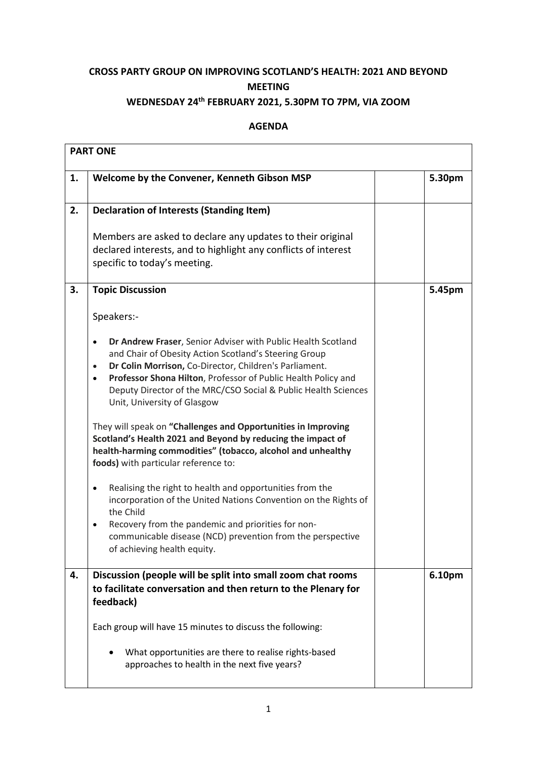**CROSS PARTY GROUP ON IMPROVING SCOTLAND'S HEALTH: 2021 AND BEYOND MEETING**

**WEDNESDAY 24th FEBRUARY 2021, 5.30PM TO 7PM, VIA ZOOM**

**AGENDA**

| **PART ONE** | | | |
|---|---|---|---|
| **1.** | **Welcome by the Convener, Kenneth Gibson MSP** | | **5.30pm** |
| **2.** | **Declaration of Interests (Standing Item)**<br><br>Members are asked to declare any updates to their original declared interests, and to highlight any conflicts of interest specific to today's meeting. | | |
| **3.** | **Topic Discussion**<br><br>Speakers:-<br><br>• **Dr Andrew Fraser**, Senior Adviser with Public Health Scotland and Chair of Obesity Action Scotland's Steering Group<br>• **Dr Colin Morrison,** Co-Director, Children's Parliament.<br>• **Professor Shona Hilton**, Professor of Public Health Policy and Deputy Director of the MRC/CSO Social & Public Health Sciences Unit, University of Glasgow<br><br>They will speak on **"Challenges and Opportunities in Improving Scotland's Health 2021 and Beyond by reducing the impact of health-harming commodities" (tobacco, alcohol and unhealthy foods)** with particular reference to:<br><br>• Realising the right to health and opportunities from the incorporation of the United Nations Convention on the Rights of the Child<br>• Recovery from the pandemic and priorities for non-communicable disease (NCD) prevention from the perspective of achieving health equity. | | **5.45pm** |
| **4.** | **Discussion (people will be split into small zoom chat rooms to facilitate conversation and then return to the Plenary for feedback)**<br><br>Each group will have 15 minutes to discuss the following:<br><br>• What opportunities are there to realise rights-based approaches to health in the next five years? | | **6.10pm** |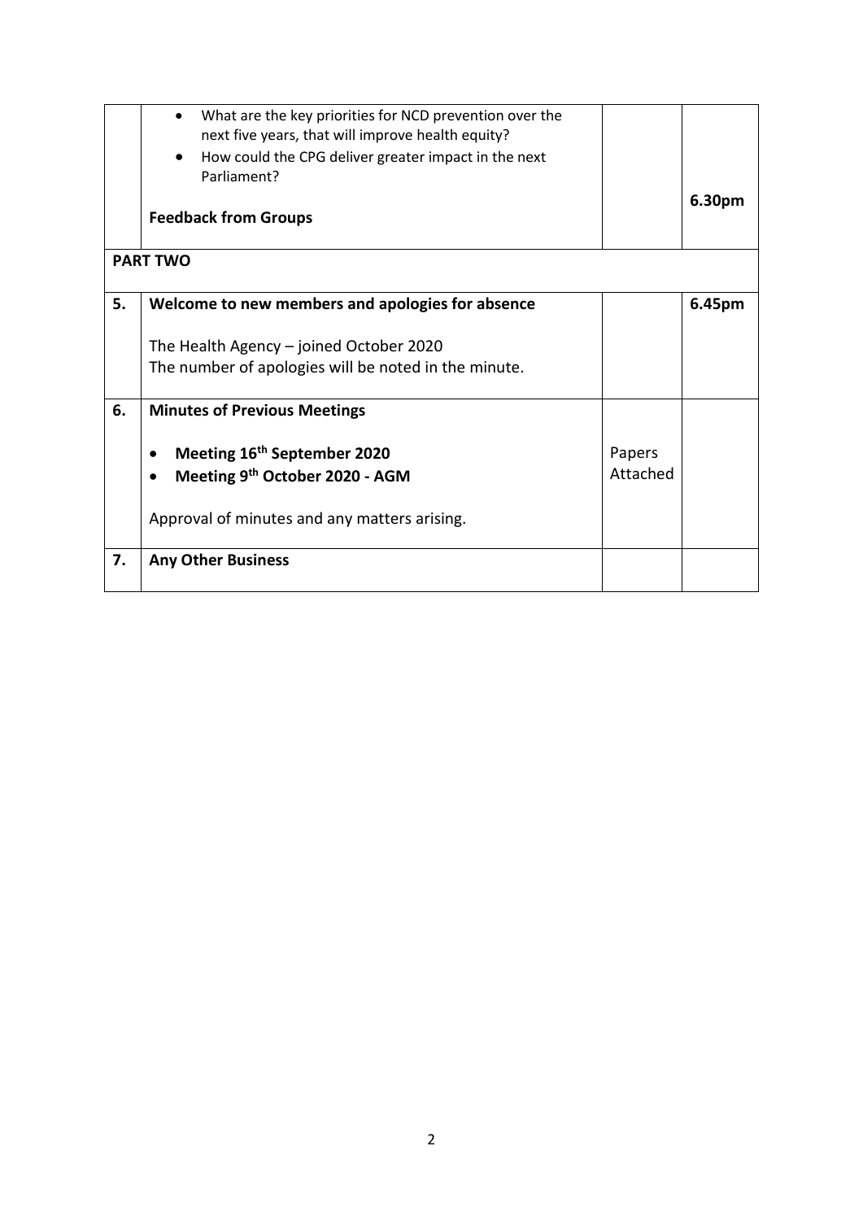| | | | |
|---|---|---|---|
| | • What are the key priorities for NCD prevention over the next five years, that will improve health equity?<br>• How could the CPG deliver greater impact in the next Parliament?<br><br>**Feedback from Groups** | | **6.30pm** |
| **PART TWO** | | | |
| **5.** | **Welcome to new members and apologies for absence**<br><br>The Health Agency – joined October 2020<br>The number of apologies will be noted in the minute. | | **6.45pm** |
| **6.** | **Minutes of Previous Meetings**<br><br>• **Meeting 16th September 2020**<br>• **Meeting 9th October 2020 - AGM**<br><br>Approval of minutes and any matters arising. | Papers Attached | |
| **7.** | **Any Other Business** | | |